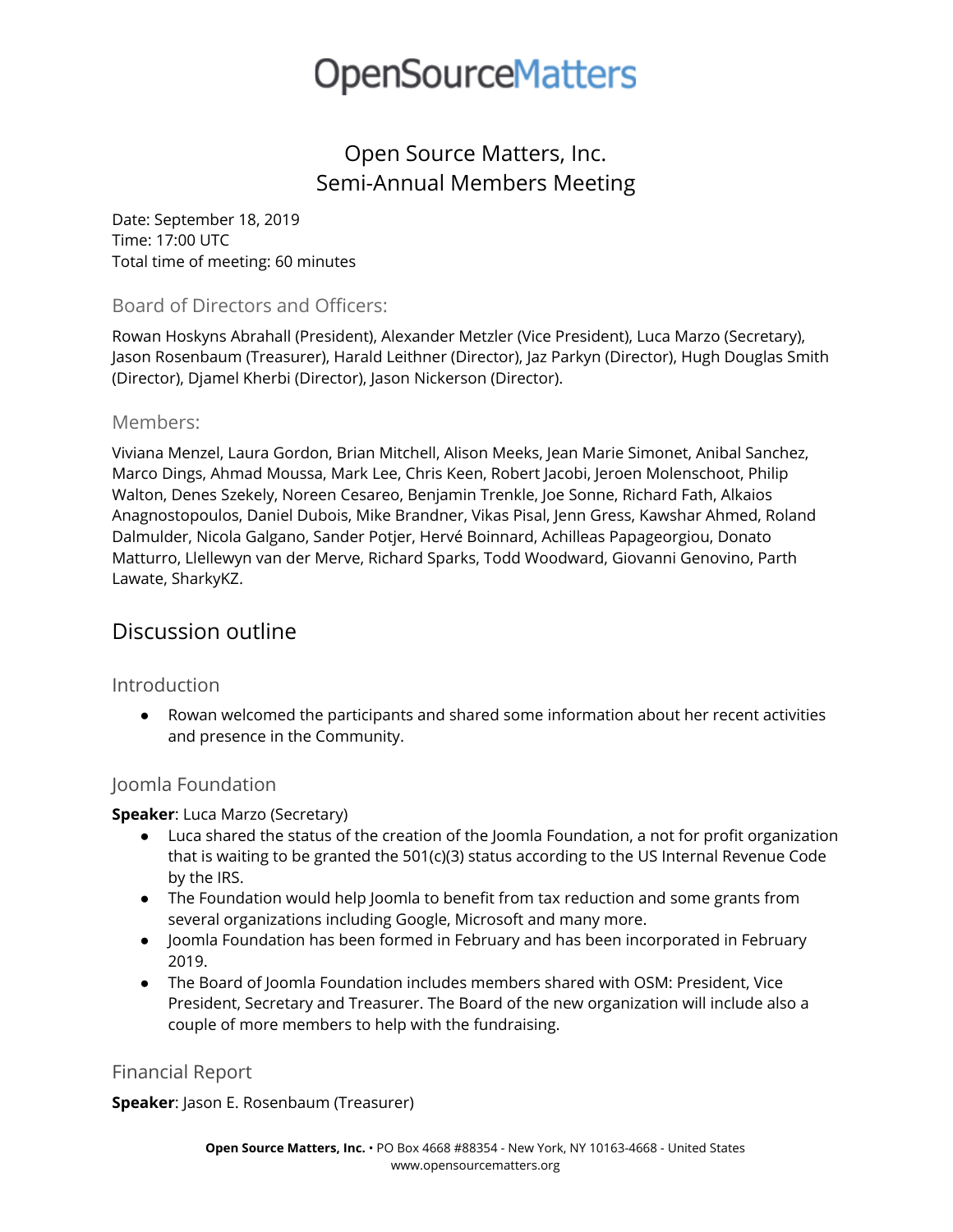# OpenSourceMatters

## Open Source Matters, Inc.
## Semi-Annual Members Meeting

Date: September 18, 2019
Time: 17:00 UTC
Total time of meeting: 60 minutes

### Board of Directors and Officers:

Rowan Hoskyns Abrahall (President), Alexander Metzler (Vice President), Luca Marzo (Secretary), Jason Rosenbaum (Treasurer), Harald Leithner (Director), Jaz Parkyn (Director), Hugh Douglas Smith (Director), Djamel Kherbi (Director), Jason Nickerson (Director).

### Members:

Viviana Menzel, Laura Gordon, Brian Mitchell, Alison Meeks, Jean Marie Simonet, Anibal Sanchez, Marco Dings, Ahmad Moussa, Mark Lee, Chris Keen, Robert Jacobi, Jeroen Molenschoot, Philip Walton, Denes Szekely, Noreen Cesareo, Benjamin Trenkle, Joe Sonne, Richard Fath, Alkaios Anagnostopoulos, Daniel Dubois, Mike Brandner, Vikas Pisal, Jenn Gress, Kawshar Ahmed, Roland Dalmulder, Nicola Galgano, Sander Potjer, Hervé Boinnard, Achilleas Papageorgiou, Donato Matturro, Llellewyn van der Merve, Richard Sparks, Todd Woodward, Giovanni Genovino, Parth Lawate, SharkyKZ.

## Discussion outline

### Introduction

- Rowan welcomed the participants and shared some information about her recent activities and presence in the Community.

### Joomla Foundation

**Speaker**: Luca Marzo (Secretary)

- Luca shared the status of the creation of the Joomla Foundation, a not for profit organization that is waiting to be granted the 501(c)(3) status according to the US Internal Revenue Code by the IRS.
- The Foundation would help Joomla to benefit from tax reduction and some grants from several organizations including Google, Microsoft and many more.
- Joomla Foundation has been formed in February and has been incorporated in February 2019.
- The Board of Joomla Foundation includes members shared with OSM: President, Vice President, Secretary and Treasurer. The Board of the new organization will include also a couple of more members to help with the fundraising.

### Financial Report

**Speaker**: Jason E. Rosenbaum (Treasurer)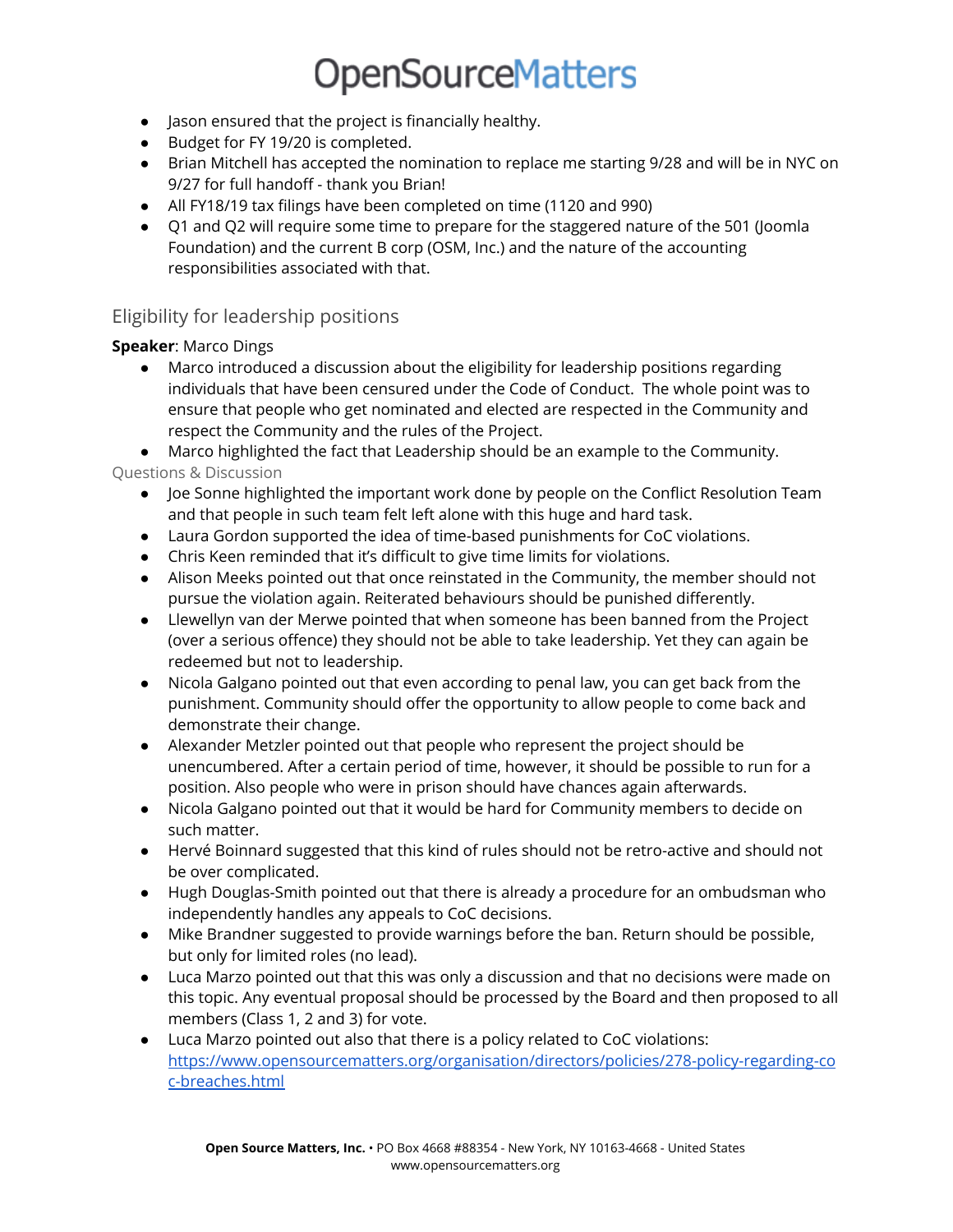- Jason ensured that the project is financially healthy.
- Budget for FY 19/20 is completed.
- Brian Mitchell has accepted the nomination to replace me starting 9/28 and will be in NYC on 9/27 for full handoff - thank you Brian!
- All FY18/19 tax filings have been completed on time (1120 and 990)
- Q1 and Q2 will require some time to prepare for the staggered nature of the 501 (Joomla Foundation) and the current B corp (OSM, Inc.) and the nature of the accounting responsibilities associated with that.

## Eligibility for leadership positions

**Speaker**: Marco Dings

- Marco introduced a discussion about the eligibility for leadership positions regarding individuals that have been censured under the Code of Conduct. The whole point was to ensure that people who get nominated and elected are respected in the Community and respect the Community and the rules of the Project.
- Marco highlighted the fact that Leadership should be an example to the Community.

### Questions & Discussion

- Joe Sonne highlighted the important work done by people on the Conflict Resolution Team and that people in such team felt left alone with this huge and hard task.
- Laura Gordon supported the idea of time-based punishments for CoC violations.
- Chris Keen reminded that it's difficult to give time limits for violations.
- Alison Meeks pointed out that once reinstated in the Community, the member should not pursue the violation again. Reiterated behaviours should be punished differently.
- Llewellyn van der Merwe pointed that when someone has been banned from the Project (over a serious offence) they should not be able to take leadership. Yet they can again be redeemed but not to leadership.
- Nicola Galgano pointed out that even according to penal law, you can get back from the punishment. Community should offer the opportunity to allow people to come back and demonstrate their change.
- Alexander Metzler pointed out that people who represent the project should be unencumbered. After a certain period of time, however, it should be possible to run for a position. Also people who were in prison should have chances again afterwards.
- Nicola Galgano pointed out that it would be hard for Community members to decide on such matter.
- Hervé Boinnard suggested that this kind of rules should not be retro-active and should not be over complicated.
- Hugh Douglas-Smith pointed out that there is already a procedure for an ombudsman who independently handles any appeals to CoC decisions.
- Mike Brandner suggested to provide warnings before the ban. Return should be possible, but only for limited roles (no lead).
- Luca Marzo pointed out that this was only a discussion and that no decisions were made on this topic. Any eventual proposal should be processed by the Board and then proposed to all members (Class 1, 2 and 3) for vote.
- Luca Marzo pointed out also that there is a policy related to CoC violations: [https://www.opensourcematters.org/organisation/directors/policies/278-policy-regarding-coc-breaches.html](https://www.opensourcematters.org/organisation/directors/policies/278-policy-regarding-coc-breaches.html)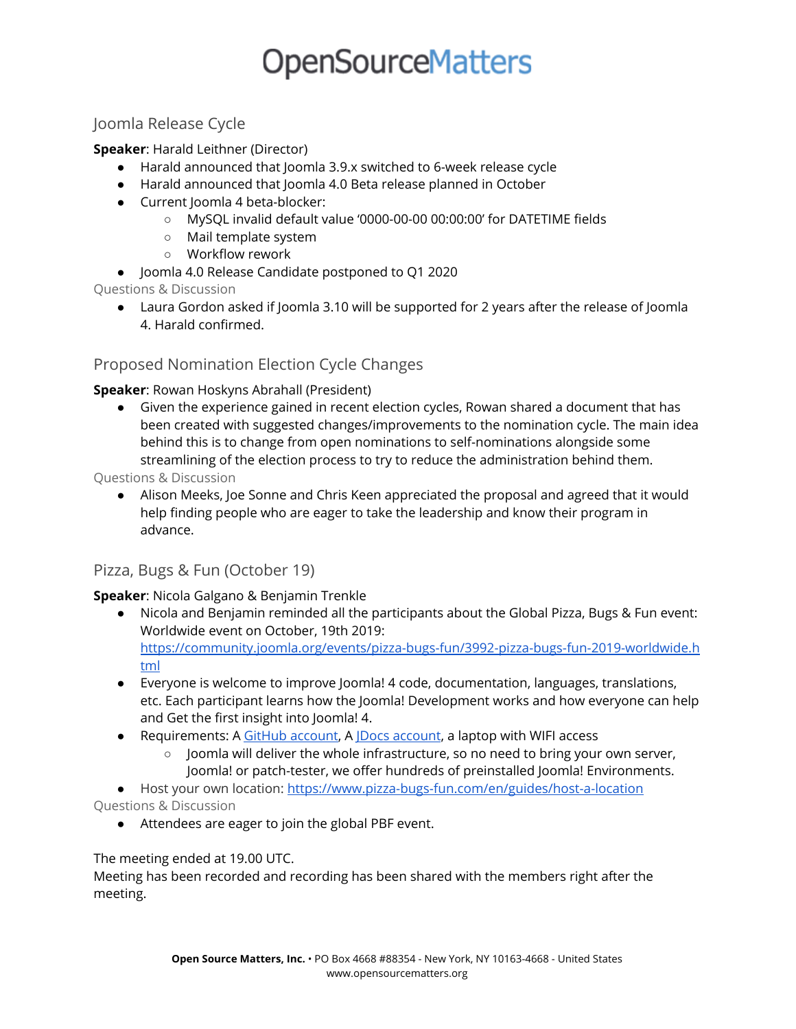## Joomla Release Cycle

**Speaker**: Harald Leithner (Director)

- Harald announced that Joomla 3.9.x switched to 6-week release cycle
- Harald announced that Joomla 4.0 Beta release planned in October
- Current Joomla 4 beta-blocker:
  - MySQL invalid default value '0000-00-00 00:00:00' for DATETIME fields
  - Mail template system
  - Workflow rework
- Joomla 4.0 Release Candidate postponed to Q1 2020

Questions & Discussion

- Laura Gordon asked if Joomla 3.10 will be supported for 2 years after the release of Joomla 4. Harald confirmed.

## Proposed Nomination Election Cycle Changes

**Speaker**: Rowan Hoskyns Abrahall (President)

- Given the experience gained in recent election cycles, Rowan shared a document that has been created with suggested changes/improvements to the nomination cycle. The main idea behind this is to change from open nominations to self-nominations alongside some streamlining of the election process to try to reduce the administration behind them.

Questions & Discussion

- Alison Meeks, Joe Sonne and Chris Keen appreciated the proposal and agreed that it would help finding people who are eager to take the leadership and know their program in advance.

## Pizza, Bugs & Fun (October 19)

**Speaker**: Nicola Galgano & Benjamin Trenkle

- Nicola and Benjamin reminded all the participants about the Global Pizza, Bugs & Fun event: Worldwide event on October, 19th 2019: https://community.joomla.org/events/pizza-bugs-fun/3992-pizza-bugs-fun-2019-worldwide.html
- Everyone is welcome to improve Joomla! 4 code, documentation, languages, translations, etc. Each participant learns how the Joomla! Development works and how everyone can help and Get the first insight into Joomla! 4.
- Requirements: A GitHub account, A JDocs account, a laptop with WIFI access
  - Joomla will deliver the whole infrastructure, so no need to bring your own server, Joomla! or patch-tester, we offer hundreds of preinstalled Joomla! Environments.
- Host your own location: https://www.pizza-bugs-fun.com/en/guides/host-a-location

Questions & Discussion

- Attendees are eager to join the global PBF event.

The meeting ended at 19.00 UTC.
Meeting has been recorded and recording has been shared with the members right after the meeting.